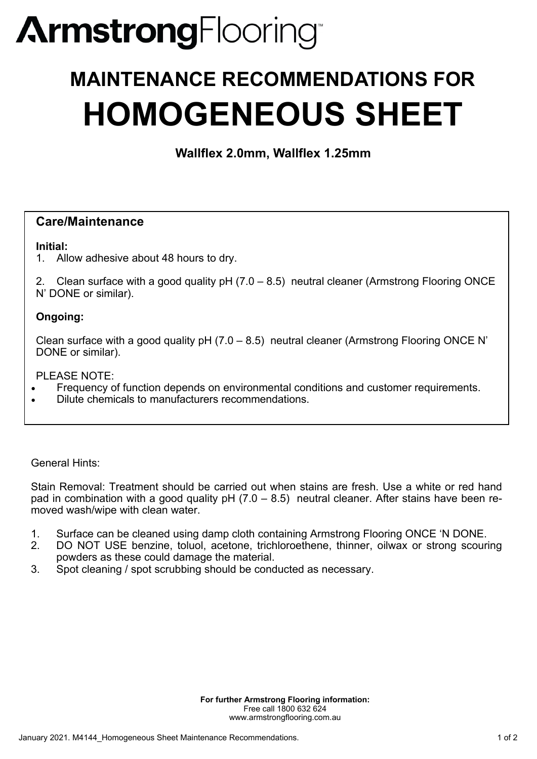# ArmstrongFlooring™

# MAINTENANCE RECOMMENDATIONS FOR HOMOGENEOUS SHEET

**Wallflex 2.0mm, Wallflex 1.25mm**

## Care/Maintenance

**Initial:**

1. Allow adhesive about 48 hours to dry.

2. Clean surface with a good quality pH (7.0 – 8.5) neutral cleaner (Armstrong Flooring ONCE N' DONE or similar).

**Ongoing:**

Clean surface with a good quality pH (7.0 – 8.5) neutral cleaner (Armstrong Flooring ONCE N' DONE or similar).

PLEASE NOTE:

- Frequency of function depends on environmental conditions and customer requirements.
- Dilute chemicals to manufacturers recommendations.

General Hints:

Stain Removal: Treatment should be carried out when stains are fresh. Use a white or red hand pad in combination with a good quality pH (7.0 – 8.5) neutral cleaner. After stains have been removed wash/wipe with clean water.

1. Surface can be cleaned using damp cloth containing Armstrong Flooring ONCE 'N DONE.
2. DO NOT USE benzine, toluol, acetone, trichloroethene, thinner, oilwax or strong scouring powders as these could damage the material.
3. Spot cleaning / spot scrubbing should be conducted as necessary.

**For further Armstrong Flooring information:**
Free call 1800 632 624
www.armstrongflooring.com.au

January 2021. M4144_Homogeneous Sheet Maintenance Recommendations.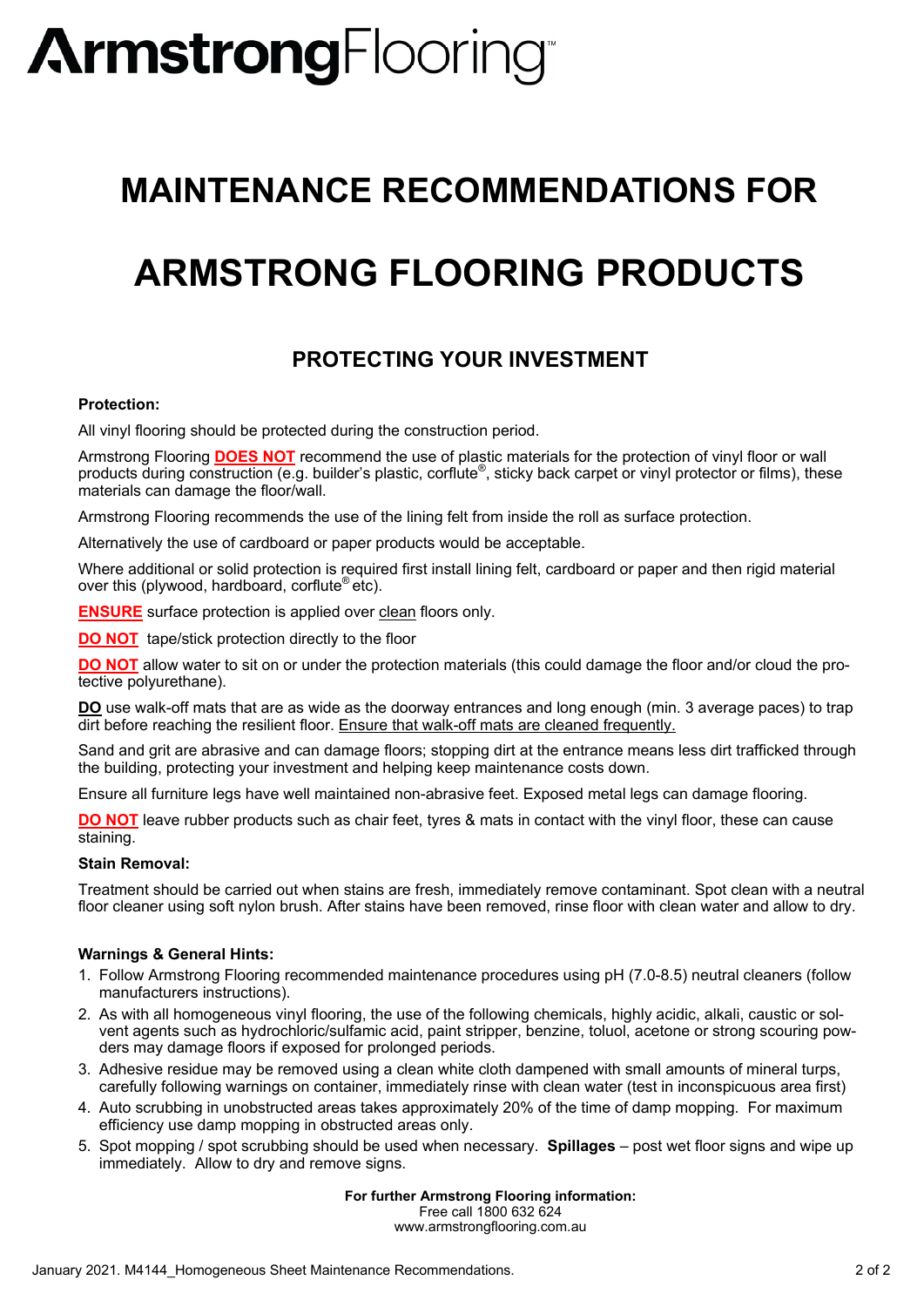# ArmstrongFlooring™

# MAINTENANCE RECOMMENDATIONS FOR

# ARMSTRONG FLOORING PRODUCTS

## PROTECTING YOUR INVESTMENT

**Protection:**

All vinyl flooring should be protected during the construction period.

Armstrong Flooring **DOES NOT** recommend the use of plastic materials for the protection of vinyl floor or wall products during construction (e.g. builder's plastic, corflute®, sticky back carpet or vinyl protector or films), these materials can damage the floor/wall.

Armstrong Flooring recommends the use of the lining felt from inside the roll as surface protection.

Alternatively the use of cardboard or paper products would be acceptable.

Where additional or solid protection is required first install lining felt, cardboard or paper and then rigid material over this (plywood, hardboard, corflute® etc).

**ENSURE** surface protection is applied over clean floors only.

**DO NOT** tape/stick protection directly to the floor

**DO NOT** allow water to sit on or under the protection materials (this could damage the floor and/or cloud the protective polyurethane).

**DO** use walk-off mats that are as wide as the doorway entrances and long enough (min. 3 average paces) to trap dirt before reaching the resilient floor. Ensure that walk-off mats are cleaned frequently.

Sand and grit are abrasive and can damage floors; stopping dirt at the entrance means less dirt trafficked through the building, protecting your investment and helping keep maintenance costs down.

Ensure all furniture legs have well maintained non-abrasive feet. Exposed metal legs can damage flooring.

**DO NOT** leave rubber products such as chair feet, tyres & mats in contact with the vinyl floor, these can cause staining.

**Stain Removal:**

Treatment should be carried out when stains are fresh, immediately remove contaminant. Spot clean with a neutral floor cleaner using soft nylon brush. After stains have been removed, rinse floor with clean water and allow to dry.

**Warnings & General Hints:**

1. Follow Armstrong Flooring recommended maintenance procedures using pH (7.0-8.5) neutral cleaners (follow manufacturers instructions).
2. As with all homogeneous vinyl flooring, the use of the following chemicals, highly acidic, alkali, caustic or solvent agents such as hydrochloric/sulfamic acid, paint stripper, benzine, toluol, acetone or strong scouring powders may damage floors if exposed for prolonged periods.
3. Adhesive residue may be removed using a clean white cloth dampened with small amounts of mineral turps, carefully following warnings on container, immediately rinse with clean water (test in inconspicuous area first)
4. Auto scrubbing in unobstructed areas takes approximately 20% of the time of damp mopping. For maximum efficiency use damp mopping in obstructed areas only.
5. Spot mopping / spot scrubbing should be used when necessary. **Spillages** – post wet floor signs and wipe up immediately. Allow to dry and remove signs.

**For further Armstrong Flooring information:**
Free call 1800 632 624
www.armstrongflooring.com.au

January 2021. M4144_Homogeneous Sheet Maintenance Recommendations.